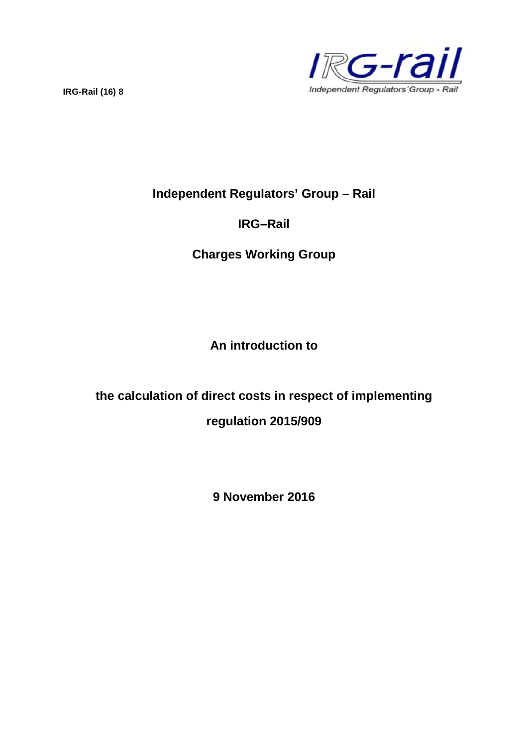IRG-Rail (16) 8

Independent Regulators' Group - Rail

# Independent Regulators' Group – Rail

## IRG–Rail

## Charges Working Group

**An introduction to**

**the calculation of direct costs in respect of implementing regulation 2015/909**

**9 November 2016**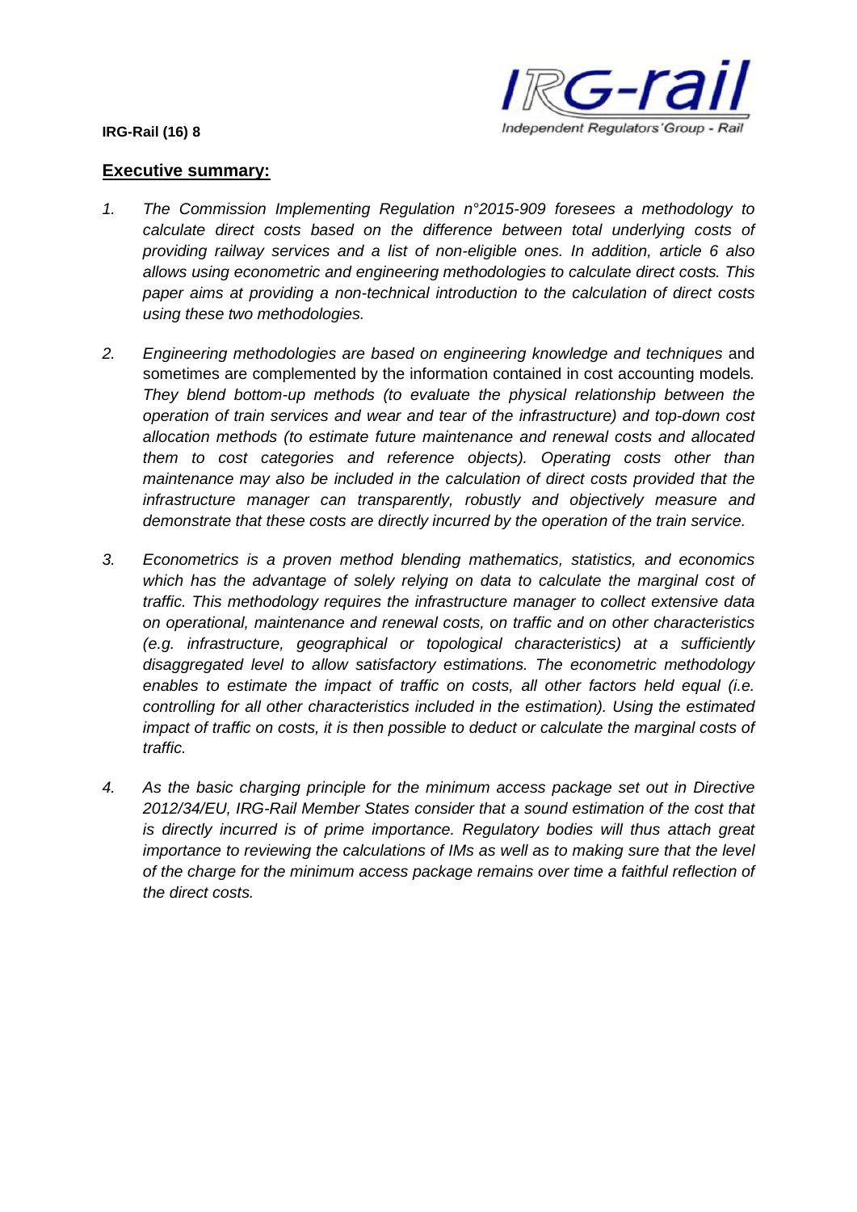**IRG-Rail (16) 8**

## Executive summary:

1. *The Commission Implementing Regulation n°2015-909 foresees a methodology to calculate direct costs based on the difference between total underlying costs of providing railway services and a list of non-eligible ones. In addition, article 6 also allows using econometric and engineering methodologies to calculate direct costs. This paper aims at providing a non-technical introduction to the calculation of direct costs using these two methodologies.*

2. *Engineering methodologies are based on engineering knowledge and techniques* and sometimes are complemented by the information contained in cost accounting models*. They blend bottom-up methods (to evaluate the physical relationship between the operation of train services and wear and tear of the infrastructure) and top-down cost allocation methods (to estimate future maintenance and renewal costs and allocated them to cost categories and reference objects). Operating costs other than maintenance may also be included in the calculation of direct costs provided that the infrastructure manager can transparently, robustly and objectively measure and demonstrate that these costs are directly incurred by the operation of the train service.*

3. *Econometrics is a proven method blending mathematics, statistics, and economics which has the advantage of solely relying on data to calculate the marginal cost of traffic. This methodology requires the infrastructure manager to collect extensive data on operational, maintenance and renewal costs, on traffic and on other characteristics (e.g. infrastructure, geographical or topological characteristics) at a sufficiently disaggregated level to allow satisfactory estimations. The econometric methodology enables to estimate the impact of traffic on costs, all other factors held equal (i.e. controlling for all other characteristics included in the estimation). Using the estimated impact of traffic on costs, it is then possible to deduct or calculate the marginal costs of traffic.*

4. *As the basic charging principle for the minimum access package set out in Directive 2012/34/EU, IRG-Rail Member States consider that a sound estimation of the cost that is directly incurred is of prime importance. Regulatory bodies will thus attach great importance to reviewing the calculations of IMs as well as to making sure that the level of the charge for the minimum access package remains over time a faithful reflection of the direct costs.*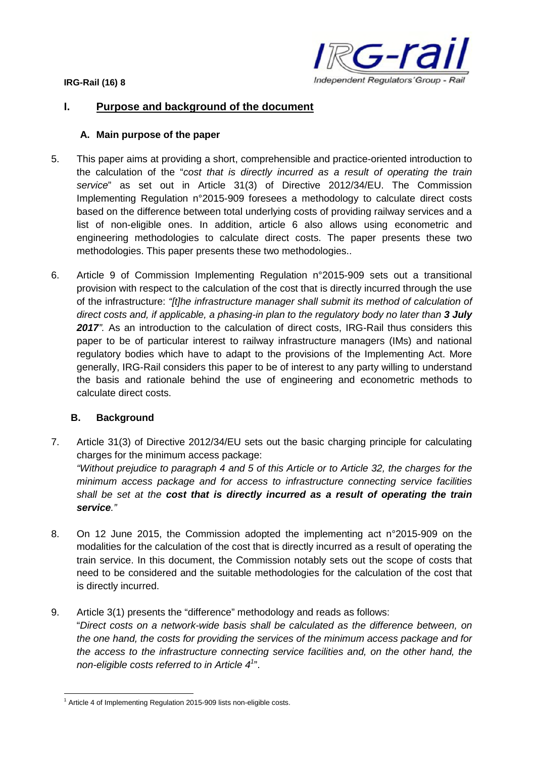## I. Purpose and background of the document

### A. Main purpose of the paper

5. This paper aims at providing a short, comprehensible and practice-oriented introduction to the calculation of the "*cost that is directly incurred as a result of operating the train service*" as set out in Article 31(3) of Directive 2012/34/EU. The Commission Implementing Regulation n°2015-909 foresees a methodology to calculate direct costs based on the difference between total underlying costs of providing railway services and a list of non-eligible ones. In addition, article 6 also allows using econometric and engineering methodologies to calculate direct costs. The paper presents these two methodologies. This paper presents these two methodologies..

6. Article 9 of Commission Implementing Regulation n°2015-909 sets out a transitional provision with respect to the calculation of the cost that is directly incurred through the use of the infrastructure: *"[t]he infrastructure manager shall submit its method of calculation of direct costs and, if applicable, a phasing-in plan to the regulatory body no later than **3 July 2017**".* As an introduction to the calculation of direct costs, IRG-Rail thus considers this paper to be of particular interest to railway infrastructure managers (IMs) and national regulatory bodies which have to adapt to the provisions of the Implementing Act. More generally, IRG-Rail considers this paper to be of interest to any party willing to understand the basis and rationale behind the use of engineering and econometric methods to calculate direct costs.

### B. Background

7. Article 31(3) of Directive 2012/34/EU sets out the basic charging principle for calculating charges for the minimum access package:
*"Without prejudice to paragraph 4 and 5 of this Article or to Article 32, the charges for the minimum access package and for access to infrastructure connecting service facilities shall be set at the **cost that is directly incurred as a result of operating the train service**."*

8. On 12 June 2015, the Commission adopted the implementing act n°2015-909 on the modalities for the calculation of the cost that is directly incurred as a result of operating the train service. In this document, the Commission notably sets out the scope of costs that need to be considered and the suitable methodologies for the calculation of the cost that is directly incurred.

9. Article 3(1) presents the "difference" methodology and reads as follows:
"*Direct costs on a network-wide basis shall be calculated as the difference between, on the one hand, the costs for providing the services of the minimum access package and for the access to the infrastructure connecting service facilities and, on the other hand, the non-eligible costs referred to in Article 4*[1]".

[1] Article 4 of Implementing Regulation 2015-909 lists non-eligible costs.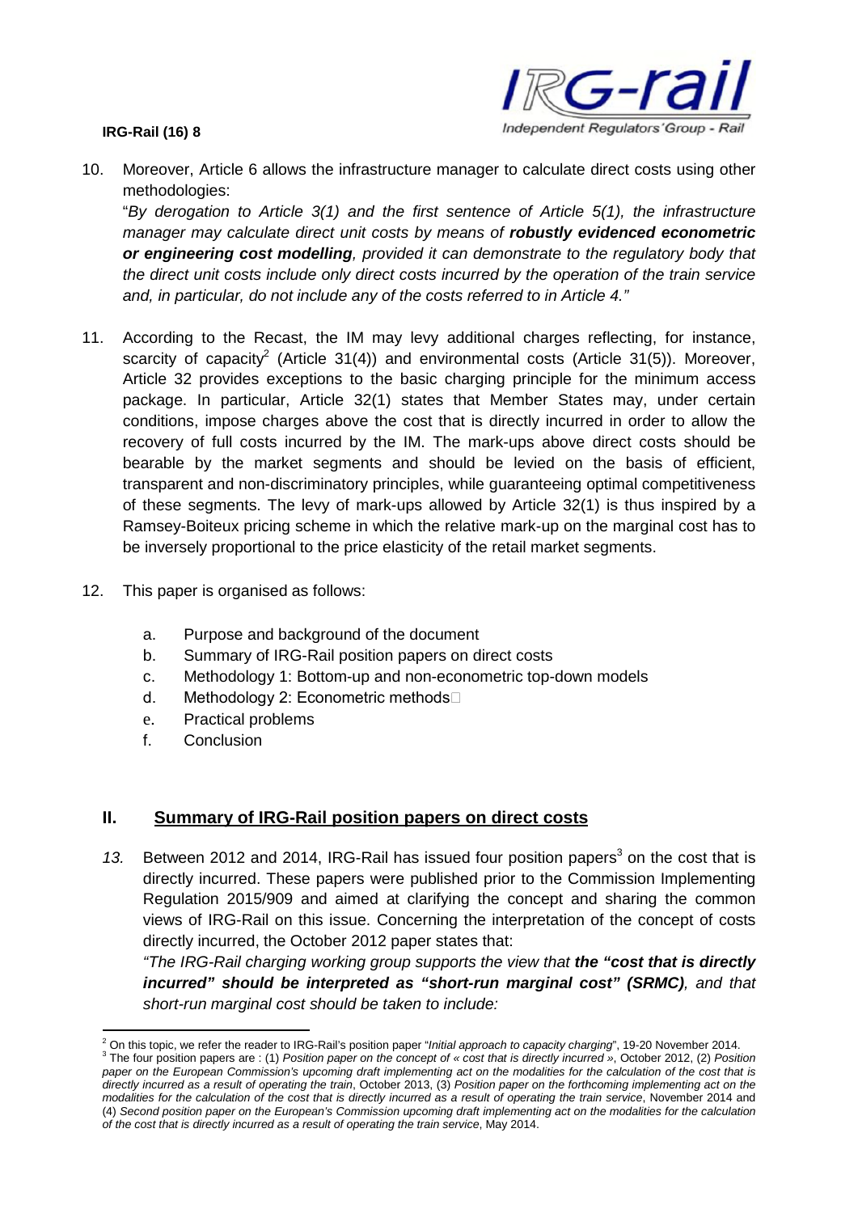10. Moreover, Article 6 allows the infrastructure manager to calculate direct costs using other methodologies:

    "*By derogation to Article 3(1) and the first sentence of Article 5(1), the infrastructure manager may calculate direct unit costs by means of **robustly evidenced econometric or engineering cost modelling**, provided it can demonstrate to the regulatory body that the direct unit costs include only direct costs incurred by the operation of the train service and, in particular, do not include any of the costs referred to in Article 4.*"

11. According to the Recast, the IM may levy additional charges reflecting, for instance, scarcity of capacity[2] (Article 31(4)) and environmental costs (Article 31(5)). Moreover, Article 32 provides exceptions to the basic charging principle for the minimum access package. In particular, Article 32(1) states that Member States may, under certain conditions, impose charges above the cost that is directly incurred in order to allow the recovery of full costs incurred by the IM. The mark-ups above direct costs should be bearable by the market segments and should be levied on the basis of efficient, transparent and non-discriminatory principles, while guaranteeing optimal competitiveness of these segments. The levy of mark-ups allowed by Article 32(1) is thus inspired by a Ramsey-Boiteux pricing scheme in which the relative mark-up on the marginal cost has to be inversely proportional to the price elasticity of the retail market segments.

12. This paper is organised as follows:

    a. Purpose and background of the document
    b. Summary of IRG-Rail position papers on direct costs
    c. Methodology 1: Bottom-up and non-econometric top-down models
    d. Methodology 2: Econometric methods
    e. Practical problems
    f. Conclusion

## II. Summary of IRG-Rail position papers on direct costs

*13.* Between 2012 and 2014, IRG-Rail has issued four position papers[3] on the cost that is directly incurred. These papers were published prior to the Commission Implementing Regulation 2015/909 and aimed at clarifying the concept and sharing the common views of IRG-Rail on this issue. Concerning the interpretation of the concept of costs directly incurred, the October 2012 paper states that:

    *"The IRG-Rail charging working group supports the view that **the "cost that is directly incurred" should be interpreted as "short-run marginal cost" (SRMC)**, and that short-run marginal cost should be taken to include:*

---

[2] On this topic, we refer the reader to IRG-Rail's position paper "*Initial approach to capacity charging*", 19-20 November 2014.

[3] The four position papers are : (1) *Position paper on the concept of « cost that is directly incurred »*, October 2012, (2) *Position paper on the European Commission's upcoming draft implementing act on the modalities for the calculation of the cost that is directly incurred as a result of operating the train*, October 2013, (3) *Position paper on the forthcoming implementing act on the modalities for the calculation of the cost that is directly incurred as a result of operating the train service*, November 2014 and (4) *Second position paper on the European's Commission upcoming draft implementing act on the modalities for the calculation of the cost that is directly incurred as a result of operating the train service*, May 2014.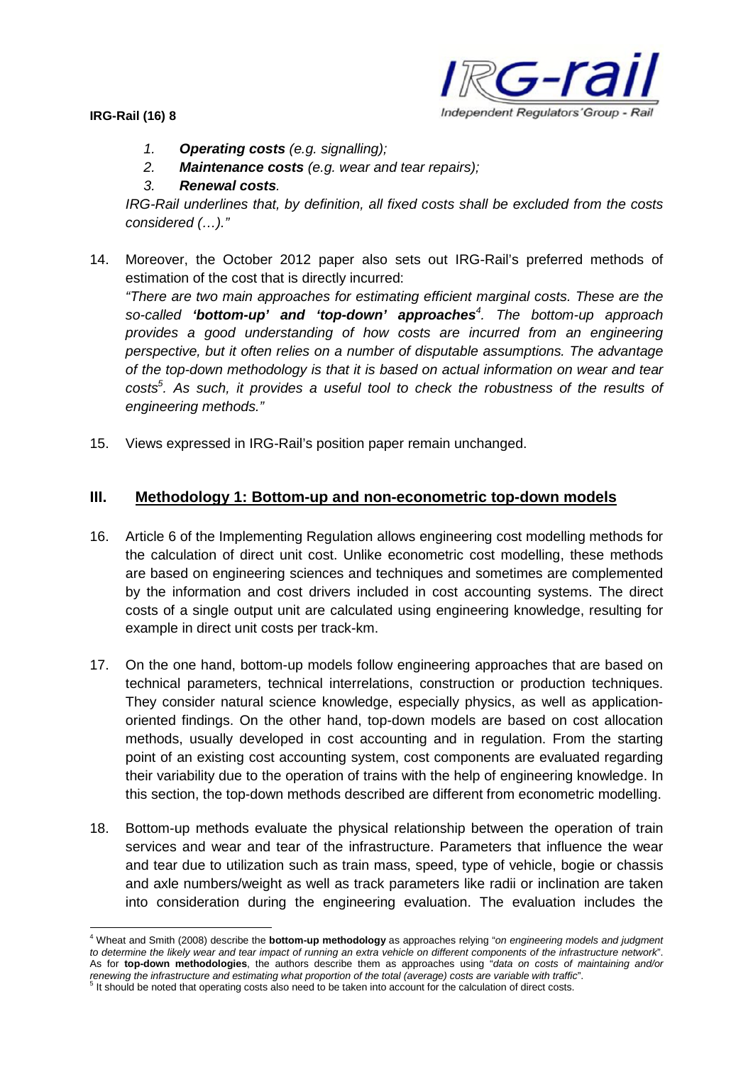1. ***Operating costs** (e.g. signalling);*
2. ***Maintenance costs** (e.g. wear and tear repairs);*
3. ***Renewal costs**.*

*IRG-Rail underlines that, by definition, all fixed costs shall be excluded from the costs considered (…)."*

14. Moreover, the October 2012 paper also sets out IRG-Rail's preferred methods of estimation of the cost that is directly incurred:
*"There are two main approaches for estimating efficient marginal costs. These are the so-called **'bottom-up' and 'top-down' approaches**[4]. The bottom-up approach provides a good understanding of how costs are incurred from an engineering perspective, but it often relies on a number of disputable assumptions. The advantage of the top-down methodology is that it is based on actual information on wear and tear costs[5]. As such, it provides a useful tool to check the robustness of the results of engineering methods."*

15. Views expressed in IRG-Rail's position paper remain unchanged.

## III. Methodology 1: Bottom-up and non-econometric top-down models

16. Article 6 of the Implementing Regulation allows engineering cost modelling methods for the calculation of direct unit cost. Unlike econometric cost modelling, these methods are based on engineering sciences and techniques and sometimes are complemented by the information and cost drivers included in cost accounting systems. The direct costs of a single output unit are calculated using engineering knowledge, resulting for example in direct unit costs per track-km.

17. On the one hand, bottom-up models follow engineering approaches that are based on technical parameters, technical interrelations, construction or production techniques. They consider natural science knowledge, especially physics, as well as application-oriented findings. On the other hand, top-down models are based on cost allocation methods, usually developed in cost accounting and in regulation. From the starting point of an existing cost accounting system, cost components are evaluated regarding their variability due to the operation of trains with the help of engineering knowledge. In this section, the top-down methods described are different from econometric modelling.

18. Bottom-up methods evaluate the physical relationship between the operation of train services and wear and tear of the infrastructure. Parameters that influence the wear and tear due to utilization such as train mass, speed, type of vehicle, bogie or chassis and axle numbers/weight as well as track parameters like radii or inclination are taken into consideration during the engineering evaluation. The evaluation includes the

---

[4] Wheat and Smith (2008) describe the **bottom-up methodology** as approaches relying "*on engineering models and judgment to determine the likely wear and tear impact of running an extra vehicle on different components of the infrastructure network*". As for **top-down methodologies**, the authors describe them as approaches using "*data on costs of maintaining and/or renewing the infrastructure and estimating what proportion of the total (average) costs are variable with traffic*".

[5] It should be noted that operating costs also need to be taken into account for the calculation of direct costs.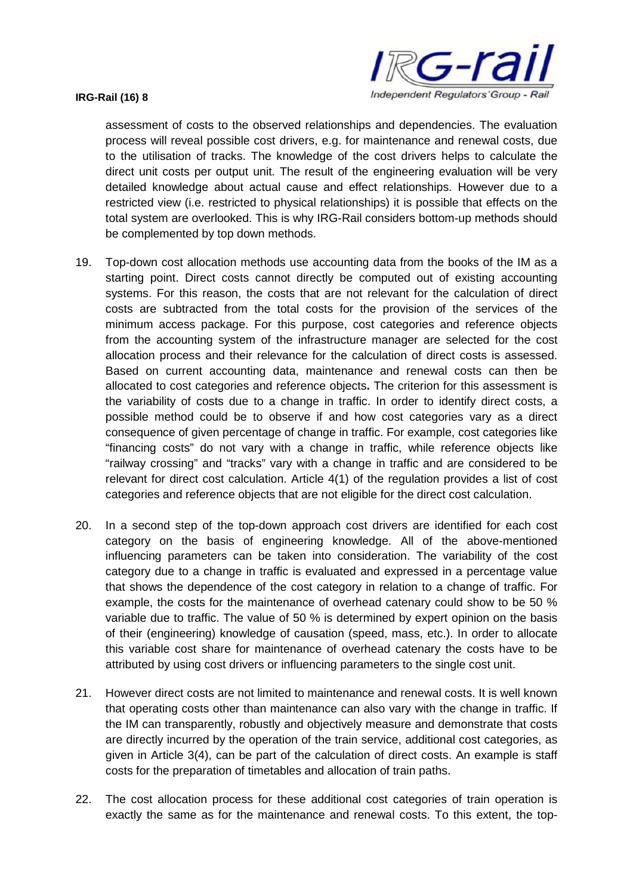assessment of costs to the observed relationships and dependencies. The evaluation process will reveal possible cost drivers, e.g. for maintenance and renewal costs, due to the utilisation of tracks. The knowledge of the cost drivers helps to calculate the direct unit costs per output unit. The result of the engineering evaluation will be very detailed knowledge about actual cause and effect relationships. However due to a restricted view (i.e. restricted to physical relationships) it is possible that effects on the total system are overlooked. This is why IRG-Rail considers bottom-up methods should be complemented by top down methods.

19. Top-down cost allocation methods use accounting data from the books of the IM as a starting point. Direct costs cannot directly be computed out of existing accounting systems. For this reason, the costs that are not relevant for the calculation of direct costs are subtracted from the total costs for the provision of the services of the minimum access package. For this purpose, cost categories and reference objects from the accounting system of the infrastructure manager are selected for the cost allocation process and their relevance for the calculation of direct costs is assessed. Based on current accounting data, maintenance and renewal costs can then be allocated to cost categories and reference objects**.** The criterion for this assessment is the variability of costs due to a change in traffic. In order to identify direct costs, a possible method could be to observe if and how cost categories vary as a direct consequence of given percentage of change in traffic. For example, cost categories like "financing costs" do not vary with a change in traffic, while reference objects like "railway crossing" and "tracks" vary with a change in traffic and are considered to be relevant for direct cost calculation. Article 4(1) of the regulation provides a list of cost categories and reference objects that are not eligible for the direct cost calculation.

20. In a second step of the top-down approach cost drivers are identified for each cost category on the basis of engineering knowledge. All of the above-mentioned influencing parameters can be taken into consideration. The variability of the cost category due to a change in traffic is evaluated and expressed in a percentage value that shows the dependence of the cost category in relation to a change of traffic. For example, the costs for the maintenance of overhead catenary could show to be 50 % variable due to traffic. The value of 50 % is determined by expert opinion on the basis of their (engineering) knowledge of causation (speed, mass, etc.). In order to allocate this variable cost share for maintenance of overhead catenary the costs have to be attributed by using cost drivers or influencing parameters to the single cost unit.

21. However direct costs are not limited to maintenance and renewal costs. It is well known that operating costs other than maintenance can also vary with the change in traffic. If the IM can transparently, robustly and objectively measure and demonstrate that costs are directly incurred by the operation of the train service, additional cost categories, as given in Article 3(4), can be part of the calculation of direct costs. An example is staff costs for the preparation of timetables and allocation of train paths.

22. The cost allocation process for these additional cost categories of train operation is exactly the same as for the maintenance and renewal costs. To this extent, the top-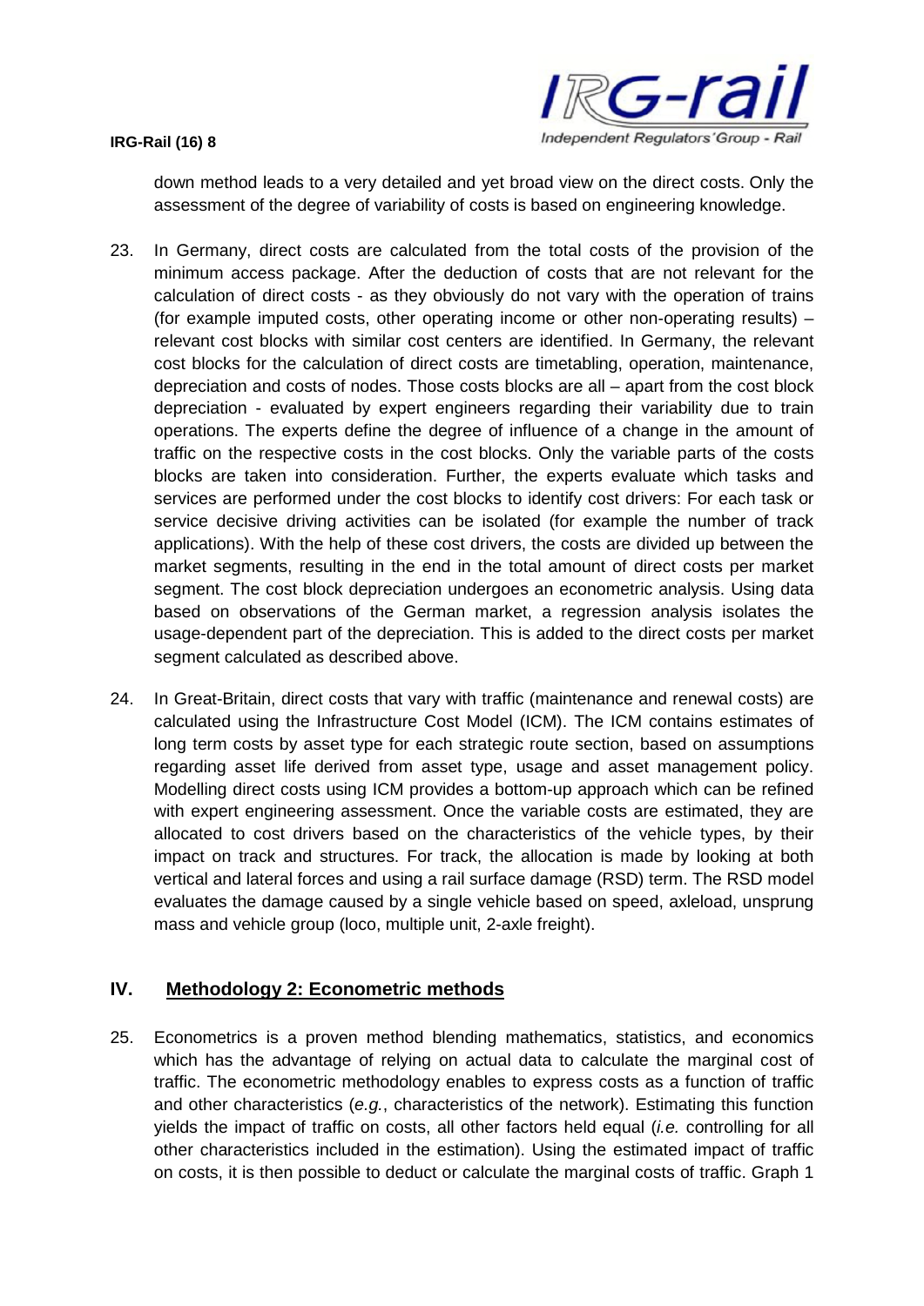down method leads to a very detailed and yet broad view on the direct costs. Only the assessment of the degree of variability of costs is based on engineering knowledge.

23. In Germany, direct costs are calculated from the total costs of the provision of the minimum access package. After the deduction of costs that are not relevant for the calculation of direct costs - as they obviously do not vary with the operation of trains (for example imputed costs, other operating income or other non-operating results) – relevant cost blocks with similar cost centers are identified. In Germany, the relevant cost blocks for the calculation of direct costs are timetabling, operation, maintenance, depreciation and costs of nodes. Those costs blocks are all – apart from the cost block depreciation - evaluated by expert engineers regarding their variability due to train operations. The experts define the degree of influence of a change in the amount of traffic on the respective costs in the cost blocks. Only the variable parts of the costs blocks are taken into consideration. Further, the experts evaluate which tasks and services are performed under the cost blocks to identify cost drivers: For each task or service decisive driving activities can be isolated (for example the number of track applications). With the help of these cost drivers, the costs are divided up between the market segments, resulting in the end in the total amount of direct costs per market segment. The cost block depreciation undergoes an econometric analysis. Using data based on observations of the German market, a regression analysis isolates the usage-dependent part of the depreciation. This is added to the direct costs per market segment calculated as described above.

24. In Great-Britain, direct costs that vary with traffic (maintenance and renewal costs) are calculated using the Infrastructure Cost Model (ICM). The ICM contains estimates of long term costs by asset type for each strategic route section, based on assumptions regarding asset life derived from asset type, usage and asset management policy. Modelling direct costs using ICM provides a bottom-up approach which can be refined with expert engineering assessment. Once the variable costs are estimated, they are allocated to cost drivers based on the characteristics of the vehicle types, by their impact on track and structures. For track, the allocation is made by looking at both vertical and lateral forces and using a rail surface damage (RSD) term. The RSD model evaluates the damage caused by a single vehicle based on speed, axleload, unsprung mass and vehicle group (loco, multiple unit, 2-axle freight).

## IV. Methodology 2: Econometric methods

25. Econometrics is a proven method blending mathematics, statistics, and economics which has the advantage of relying on actual data to calculate the marginal cost of traffic. The econometric methodology enables to express costs as a function of traffic and other characteristics (*e.g.*, characteristics of the network). Estimating this function yields the impact of traffic on costs, all other factors held equal (*i.e.* controlling for all other characteristics included in the estimation). Using the estimated impact of traffic on costs, it is then possible to deduct or calculate the marginal costs of traffic. Graph 1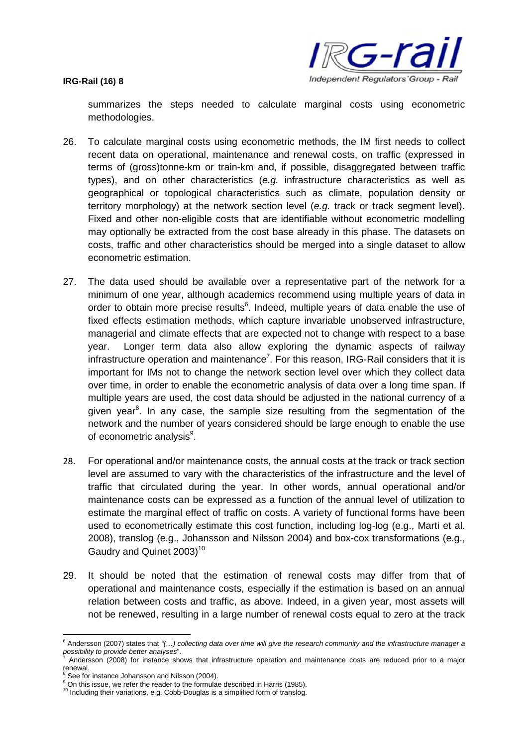summarizes the steps needed to calculate marginal costs using econometric methodologies.

26. To calculate marginal costs using econometric methods, the IM first needs to collect recent data on operational, maintenance and renewal costs, on traffic (expressed in terms of (gross)tonne-km or train-km and, if possible, disaggregated between traffic types), and on other characteristics (*e.g.* infrastructure characteristics as well as geographical or topological characteristics such as climate, population density or territory morphology) at the network section level (*e.g.* track or track segment level). Fixed and other non-eligible costs that are identifiable without econometric modelling may optionally be extracted from the cost base already in this phase. The datasets on costs, traffic and other characteristics should be merged into a single dataset to allow econometric estimation.

27. The data used should be available over a representative part of the network for a minimum of one year, although academics recommend using multiple years of data in order to obtain more precise results[6]. Indeed, multiple years of data enable the use of fixed effects estimation methods, which capture invariable unobserved infrastructure, managerial and climate effects that are expected not to change with respect to a base year. Longer term data also allow exploring the dynamic aspects of railway infrastructure operation and maintenance[7]. For this reason, IRG-Rail considers that it is important for IMs not to change the network section level over which they collect data over time, in order to enable the econometric analysis of data over a long time span. If multiple years are used, the cost data should be adjusted in the national currency of a given year[8]. In any case, the sample size resulting from the segmentation of the network and the number of years considered should be large enough to enable the use of econometric analysis[9].

28. For operational and/or maintenance costs, the annual costs at the track or track section level are assumed to vary with the characteristics of the infrastructure and the level of traffic that circulated during the year. In other words, annual operational and/or maintenance costs can be expressed as a function of the annual level of utilization to estimate the marginal effect of traffic on costs. A variety of functional forms have been used to econometrically estimate this cost function, including log-log (e.g., Marti et al. 2008), translog (e.g., Johansson and Nilsson 2004) and box-cox transformations (e.g., Gaudry and Quinet 2003)[10]

29. It should be noted that the estimation of renewal costs may differ from that of operational and maintenance costs, especially if the estimation is based on an annual relation between costs and traffic, as above. Indeed, in a given year, most assets will not be renewed, resulting in a large number of renewal costs equal to zero at the track

---

[6] Andersson (2007) states that *"(…) collecting data over time will give the research community and the infrastructure manager a possibility to provide better analyses*".

[7] Andersson (2008) for instance shows that infrastructure operation and maintenance costs are reduced prior to a major renewal.

[8] See for instance Johansson and Nilsson (2004).

[9] On this issue, we refer the reader to the formulae described in Harris (1985).

[10] Including their variations, e.g. Cobb-Douglas is a simplified form of translog.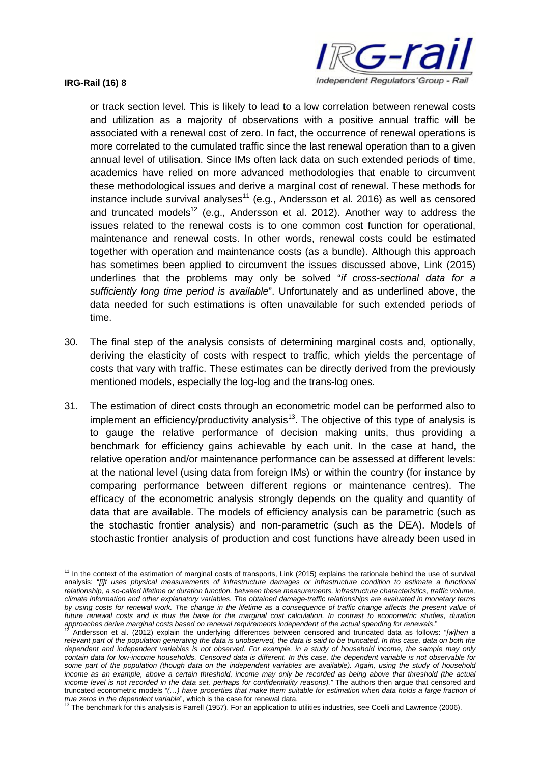or track section level. This is likely to lead to a low correlation between renewal costs and utilization as a majority of observations with a positive annual traffic will be associated with a renewal cost of zero. In fact, the occurrence of renewal operations is more correlated to the cumulated traffic since the last renewal operation than to a given annual level of utilisation. Since IMs often lack data on such extended periods of time, academics have relied on more advanced methodologies that enable to circumvent these methodological issues and derive a marginal cost of renewal. These methods for instance include survival analyses[11] (e.g., Andersson et al. 2016) as well as censored and truncated models[12] (e.g., Andersson et al. 2012). Another way to address the issues related to the renewal costs is to one common cost function for operational, maintenance and renewal costs. In other words, renewal costs could be estimated together with operation and maintenance costs (as a bundle). Although this approach has sometimes been applied to circumvent the issues discussed above, Link (2015) underlines that the problems may only be solved "*if cross-sectional data for a sufficiently long time period is available*". Unfortunately and as underlined above, the data needed for such estimations is often unavailable for such extended periods of time.

30. The final step of the analysis consists of determining marginal costs and, optionally, deriving the elasticity of costs with respect to traffic, which yields the percentage of costs that vary with traffic. These estimates can be directly derived from the previously mentioned models, especially the log-log and the trans-log ones.

31. The estimation of direct costs through an econometric model can be performed also to implement an efficiency/productivity analysis[13]. The objective of this type of analysis is to gauge the relative performance of decision making units, thus providing a benchmark for efficiency gains achievable by each unit. In the case at hand, the relative operation and/or maintenance performance can be assessed at different levels: at the national level (using data from foreign IMs) or within the country (for instance by comparing performance between different regions or maintenance centres). The efficacy of the econometric analysis strongly depends on the quality and quantity of data that are available. The models of efficiency analysis can be parametric (such as the stochastic frontier analysis) and non-parametric (such as the DEA). Models of stochastic frontier analysis of production and cost functions have already been used in

---

[11] In the context of the estimation of marginal costs of transports, Link (2015) explains the rationale behind the use of survival analysis: "*[i]t uses physical measurements of infrastructure damages or infrastructure condition to estimate a functional relationship, a so-called lifetime or duration function, between these measurements, infrastructure characteristics, traffic volume, climate information and other explanatory variables. The obtained damage-traffic relationships are evaluated in monetary terms by using costs for renewal work. The change in the lifetime as a consequence of traffic change affects the present value of future renewal costs and is thus the base for the marginal cost calculation. In contrast to econometric studies, duration approaches derive marginal costs based on renewal requirements independent of the actual spending for renewals*."

[12] Andersson et al. (2012) explain the underlying differences between censored and truncated data as follows: "*[w]hen a relevant part of the population generating the data is unobserved, the data is said to be truncated. In this case, data on both the dependent and independent variables is not observed. For example, in a study of household income, the sample may only contain data for low-income households. Censored data is different. In this case, the dependent variable is not observable for some part of the population (though data on the independent variables are available). Again, using the study of household income as an example, above a certain threshold, income may only be recorded as being above that threshold (the actual income level is not recorded in the data set, perhaps for confidentiality reasons).*" The authors then argue that censored and truncated econometric models "*(…) have properties that make them suitable for estimation when data holds a large fraction of true zeros in the dependent variable*", which is the case for renewal data.

[13] The benchmark for this analysis is Farrell (1957). For an application to utilities industries, see Coelli and Lawrence (2006).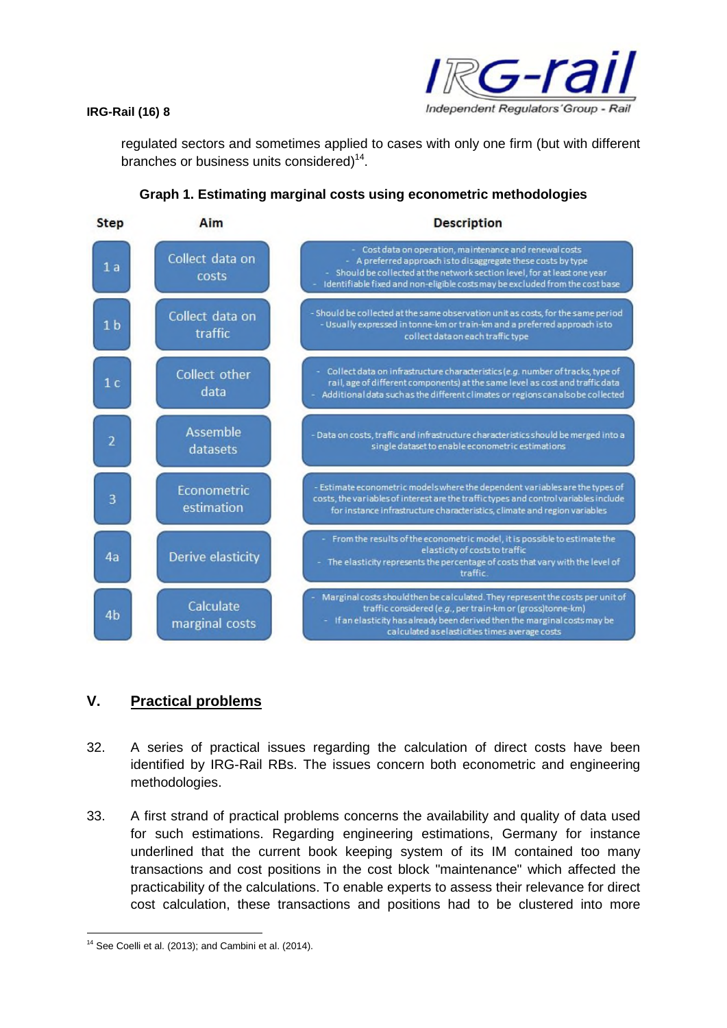regulated sectors and sometimes applied to cases with only one firm (but with different branches or business units considered)[14].

**Graph 1. Estimating marginal costs using econometric methodologies**

| Step | Aim | Description |
|---|---|---|
| 1 a | Collect data on costs | - Cost data on operation, maintenance and renewal costs<br>- A preferred approach is to disaggregate these costs by type<br>- Should be collected at the network section level, for at least one year<br>- Identifiable fixed and non-eligible costs may be excluded from the cost base |
| 1 b | Collect data on traffic | - Should be collected at the same observation unit as costs, for the same period<br>- Usually expressed in tonne-km or train-km and a preferred approach is to collect data on each traffic type |
| 1 c | Collect other data | - Collect data on infrastructure characteristics (*e.g.* number of tracks, type of rail, age of different components) at the same level as cost and traffic data<br>- Additional data such as the different climates or regions can also be collected |
| 2 | Assemble datasets | - Data on costs, traffic and infrastructure characteristics should be merged into a single dataset to enable econometric estimations |
| 3 | Econometric estimation | - Estimate econometric models where the dependent variables are the types of costs, the variables of interest are the traffic types and control variables include for instance infrastructure characteristics, climate and region variables |
| 4a | Derive elasticity | - From the results of the econometric model, it is possible to estimate the elasticity of costs to traffic<br>- The elasticity represents the percentage of costs that vary with the level of traffic. |
| 4b | Calculate marginal costs | - Marginal costs should then be calculated. They represent the costs per unit of traffic considered (*e.g.*, per train-km or (gross)tonne-km)<br>- If an elasticity has already been derived then the marginal costs may be calculated as elasticities times average costs |

## V. Practical problems

32. A series of practical issues regarding the calculation of direct costs have been identified by IRG-Rail RBs. The issues concern both econometric and engineering methodologies.

33. A first strand of practical problems concerns the availability and quality of data used for such estimations. Regarding engineering estimations, Germany for instance underlined that the current book keeping system of its IM contained too many transactions and cost positions in the cost block "maintenance" which affected the practicability of the calculations. To enable experts to assess their relevance for direct cost calculation, these transactions and positions had to be clustered into more

[14] See Coelli et al. (2013); and Cambini et al. (2014).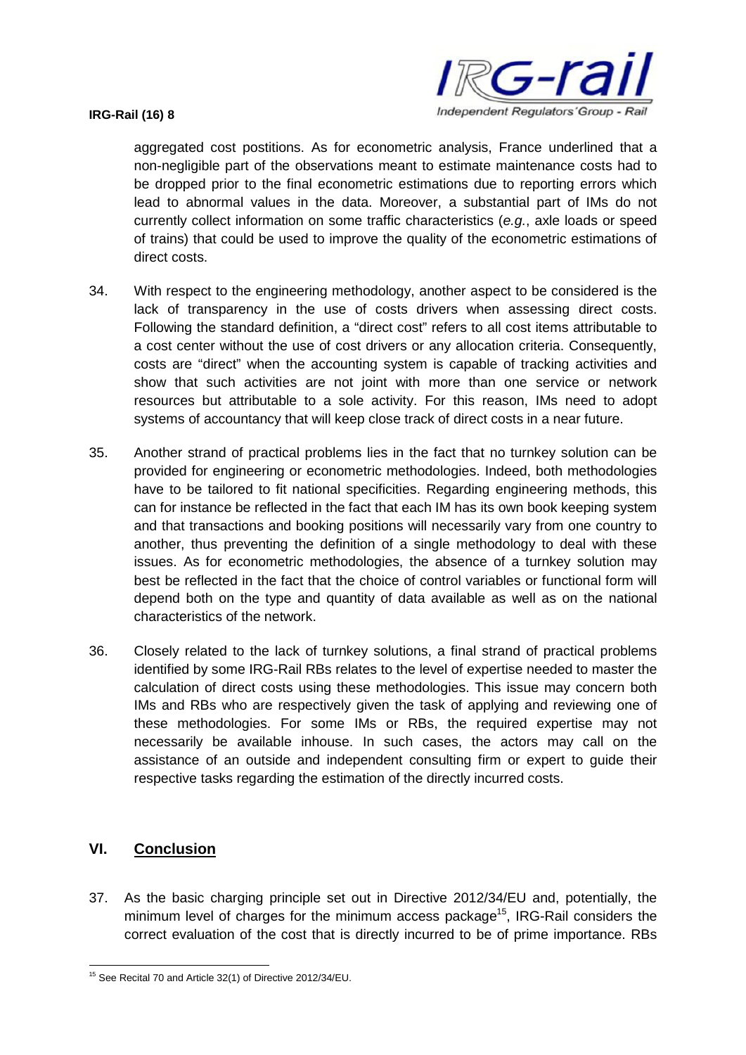aggregated cost postitions. As for econometric analysis, France underlined that a non-negligible part of the observations meant to estimate maintenance costs had to be dropped prior to the final econometric estimations due to reporting errors which lead to abnormal values in the data. Moreover, a substantial part of IMs do not currently collect information on some traffic characteristics (*e.g.*, axle loads or speed of trains) that could be used to improve the quality of the econometric estimations of direct costs.

34. With respect to the engineering methodology, another aspect to be considered is the lack of transparency in the use of costs drivers when assessing direct costs. Following the standard definition, a "direct cost" refers to all cost items attributable to a cost center without the use of cost drivers or any allocation criteria. Consequently, costs are "direct" when the accounting system is capable of tracking activities and show that such activities are not joint with more than one service or network resources but attributable to a sole activity. For this reason, IMs need to adopt systems of accountancy that will keep close track of direct costs in a near future.

35. Another strand of practical problems lies in the fact that no turnkey solution can be provided for engineering or econometric methodologies. Indeed, both methodologies have to be tailored to fit national specificities. Regarding engineering methods, this can for instance be reflected in the fact that each IM has its own book keeping system and that transactions and booking positions will necessarily vary from one country to another, thus preventing the definition of a single methodology to deal with these issues. As for econometric methodologies, the absence of a turnkey solution may best be reflected in the fact that the choice of control variables or functional form will depend both on the type and quantity of data available as well as on the national characteristics of the network.

36. Closely related to the lack of turnkey solutions, a final strand of practical problems identified by some IRG-Rail RBs relates to the level of expertise needed to master the calculation of direct costs using these methodologies. This issue may concern both IMs and RBs who are respectively given the task of applying and reviewing one of these methodologies. For some IMs or RBs, the required expertise may not necessarily be available inhouse. In such cases, the actors may call on the assistance of an outside and independent consulting firm or expert to guide their respective tasks regarding the estimation of the directly incurred costs.

## VI. Conclusion

37. As the basic charging principle set out in Directive 2012/34/EU and, potentially, the minimum level of charges for the minimum access package[15], IRG-Rail considers the correct evaluation of the cost that is directly incurred to be of prime importance. RBs

---

[15] See Recital 70 and Article 32(1) of Directive 2012/34/EU.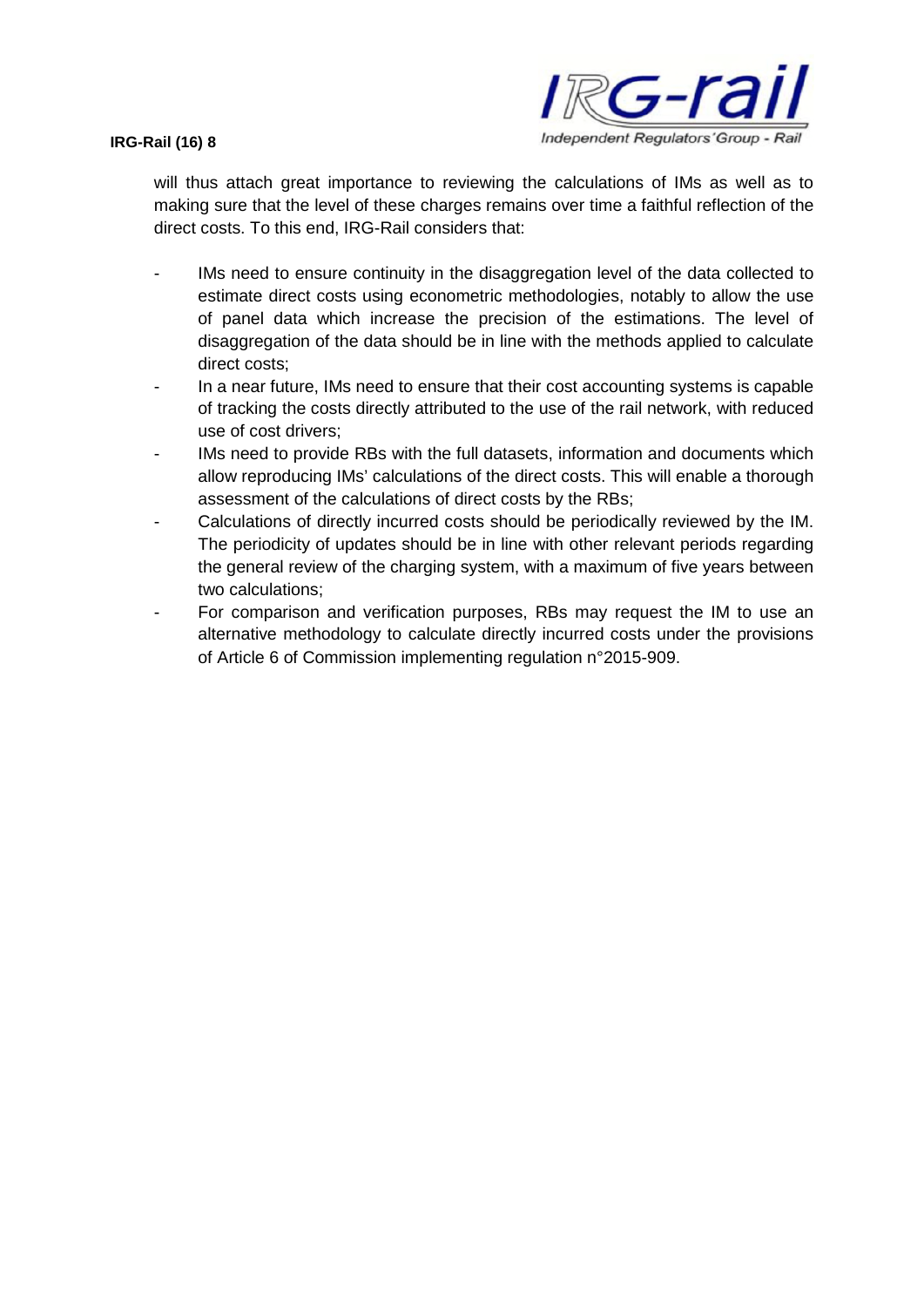will thus attach great importance to reviewing the calculations of IMs as well as to making sure that the level of these charges remains over time a faithful reflection of the direct costs. To this end, IRG-Rail considers that:

- IMs need to ensure continuity in the disaggregation level of the data collected to estimate direct costs using econometric methodologies, notably to allow the use of panel data which increase the precision of the estimations. The level of disaggregation of the data should be in line with the methods applied to calculate direct costs;
- In a near future, IMs need to ensure that their cost accounting systems is capable of tracking the costs directly attributed to the use of the rail network, with reduced use of cost drivers;
- IMs need to provide RBs with the full datasets, information and documents which allow reproducing IMs' calculations of the direct costs. This will enable a thorough assessment of the calculations of direct costs by the RBs;
- Calculations of directly incurred costs should be periodically reviewed by the IM. The periodicity of updates should be in line with other relevant periods regarding the general review of the charging system, with a maximum of five years between two calculations;
- For comparison and verification purposes, RBs may request the IM to use an alternative methodology to calculate directly incurred costs under the provisions of Article 6 of Commission implementing regulation n°2015-909.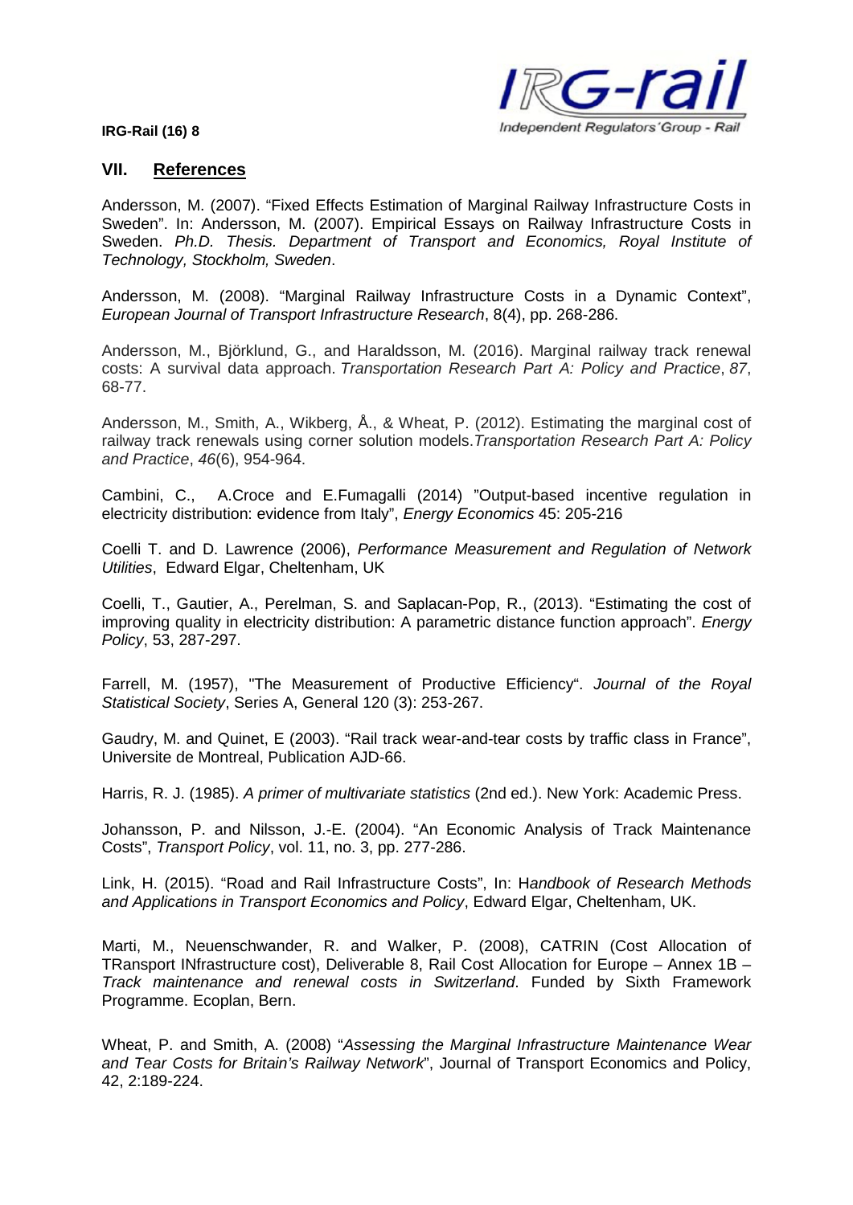## VII. References

Andersson, M. (2007). "Fixed Effects Estimation of Marginal Railway Infrastructure Costs in Sweden". In: Andersson, M. (2007). Empirical Essays on Railway Infrastructure Costs in Sweden. *Ph.D. Thesis. Department of Transport and Economics, Royal Institute of Technology, Stockholm, Sweden*.

Andersson, M. (2008). "Marginal Railway Infrastructure Costs in a Dynamic Context", *European Journal of Transport Infrastructure Research*, 8(4), pp. 268-286.

Andersson, M., Björklund, G., and Haraldsson, M. (2016). Marginal railway track renewal costs: A survival data approach. *Transportation Research Part A: Policy and Practice*, *87*, 68-77.

Andersson, M., Smith, A., Wikberg, Å., & Wheat, P. (2012). Estimating the marginal cost of railway track renewals using corner solution models.*Transportation Research Part A: Policy and Practice*, *46*(6), 954-964.

Cambini, C., A.Croce and E.Fumagalli (2014) "Output-based incentive regulation in electricity distribution: evidence from Italy", *Energy Economics* 45: 205-216

Coelli T. and D. Lawrence (2006), *Performance Measurement and Regulation of Network Utilities*, Edward Elgar, Cheltenham, UK

Coelli, T., Gautier, A., Perelman, S. and Saplacan-Pop, R., (2013). "Estimating the cost of improving quality in electricity distribution: A parametric distance function approach". *Energy Policy*, 53, 287-297.

Farrell, M. (1957), "The Measurement of Productive Efficiency". *Journal of the Royal Statistical Society*, Series A, General 120 (3): 253-267.

Gaudry, M. and Quinet, E (2003). "Rail track wear-and-tear costs by traffic class in France", Universite de Montreal, Publication AJD-66.

Harris, R. J. (1985). *A primer of multivariate statistics* (2nd ed.). New York: Academic Press.

Johansson, P. and Nilsson, J.-E. (2004). "An Economic Analysis of Track Maintenance Costs", *Transport Policy*, vol. 11, no. 3, pp. 277-286.

Link, H. (2015). "Road and Rail Infrastructure Costs", In: H*andbook of Research Methods and Applications in Transport Economics and Policy*, Edward Elgar, Cheltenham, UK.

Marti, M., Neuenschwander, R. and Walker, P. (2008), CATRIN (Cost Allocation of TRansport INfrastructure cost), Deliverable 8, Rail Cost Allocation for Europe – Annex 1B – *Track maintenance and renewal costs in Switzerland*. Funded by Sixth Framework Programme. Ecoplan, Bern.

Wheat, P. and Smith, A. (2008) "*Assessing the Marginal Infrastructure Maintenance Wear and Tear Costs for Britain's Railway Network*", Journal of Transport Economics and Policy, 42, 2:189-224.